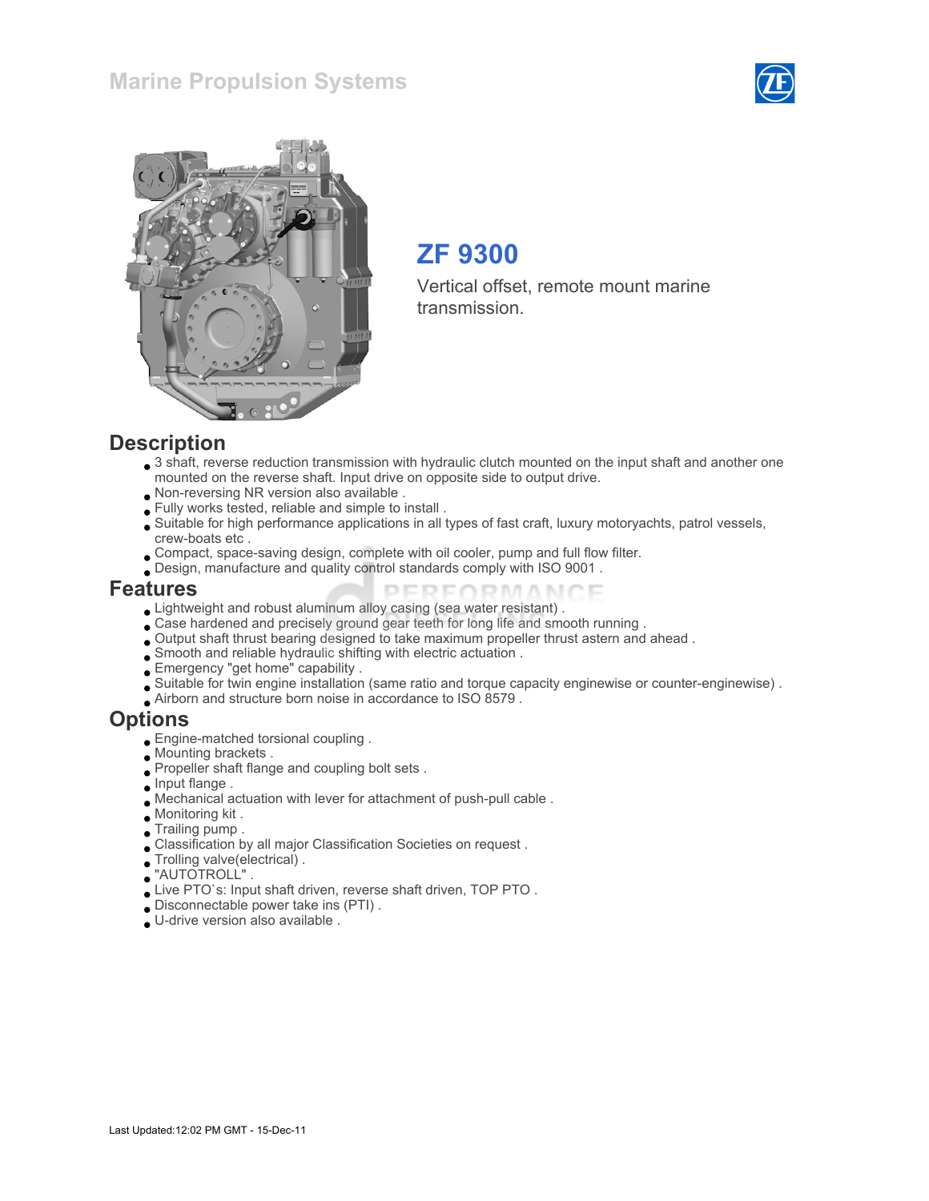# Marine Propulsion Systems

## ZF 9300

Vertical offset, remote mount marine transmission.

## Description

- 3 shaft, reverse reduction transmission with hydraulic clutch mounted on the input shaft and another one mounted on the reverse shaft. Input drive on opposite side to output drive.
- Non-reversing NR version also available .
- Fully works tested, reliable and simple to install .
- Suitable for high performance applications in all types of fast craft, luxury motoryachts, patrol vessels, crew-boats etc .
- Compact, space-saving design, complete with oil cooler, pump and full flow filter.
- Design, manufacture and quality control standards comply with ISO 9001 .

## Features

- Lightweight and robust aluminum alloy casing (sea water resistant) .
- Case hardened and precisely ground gear teeth for long life and smooth running .
- Output shaft thrust bearing designed to take maximum propeller thrust astern and ahead .
- Smooth and reliable hydraulic shifting with electric actuation .
- Emergency "get home" capability .
- Suitable for twin engine installation (same ratio and torque capacity enginewise or counter-enginewise) .
- Airborn and structure born noise in accordance to ISO 8579 .

## Options

- Engine-matched torsional coupling .
- Mounting brackets .
- Propeller shaft flange and coupling bolt sets .
- Input flange .
- Mechanical actuation with lever for attachment of push-pull cable .
- Monitoring kit .
- Trailing pump .
- Classification by all major Classification Societies on request .
- Trolling valve(electrical) .
- "AUTOTROLL" .
- Live PTO`s: Input shaft driven, reverse shaft driven, TOP PTO .
- Disconnectable power take ins (PTI) .
- U-drive version also available .

Last Updated:12:02 PM GMT - 15-Dec-11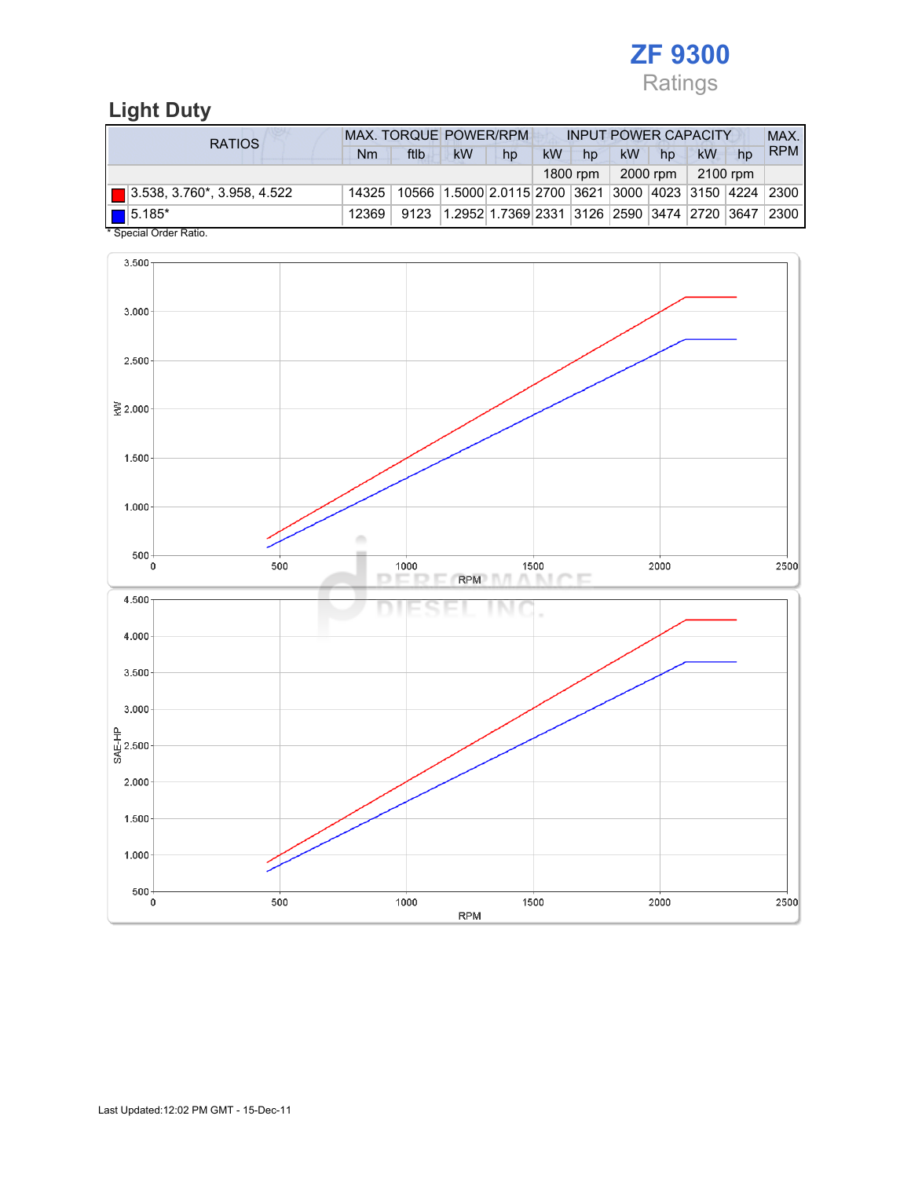# ZF 9300

Ratings

## Light Duty

| RATIOS | MAX. TORQUE | | POWER/RPM | | INPUT POWER CAPACITY | | | | | | MAX. RPM |
|---|---|---|---|---|---|---|---|---|---|---|---|
| | Nm | ftlb | kW | hp | kW | hp | kW | hp | kW | hp | |
| | | | | | 1800 rpm | | 2000 rpm | | 2100 rpm | | |
| 3.538, 3.760*, 3.958, 4.522 | 14325 | 10566 | 1.5000 | 2.0115 | 2700 | 3621 | 3000 | 4023 | 3150 | 4224 | 2300 |
| 5.185* | 12369 | 9123 | 1.2952 | 1.7369 | 2331 | 3126 | 2590 | 3474 | 2720 | 3647 | 2300 |

* Special Order Ratio.

Last Updated:12:02 PM GMT - 15-Dec-11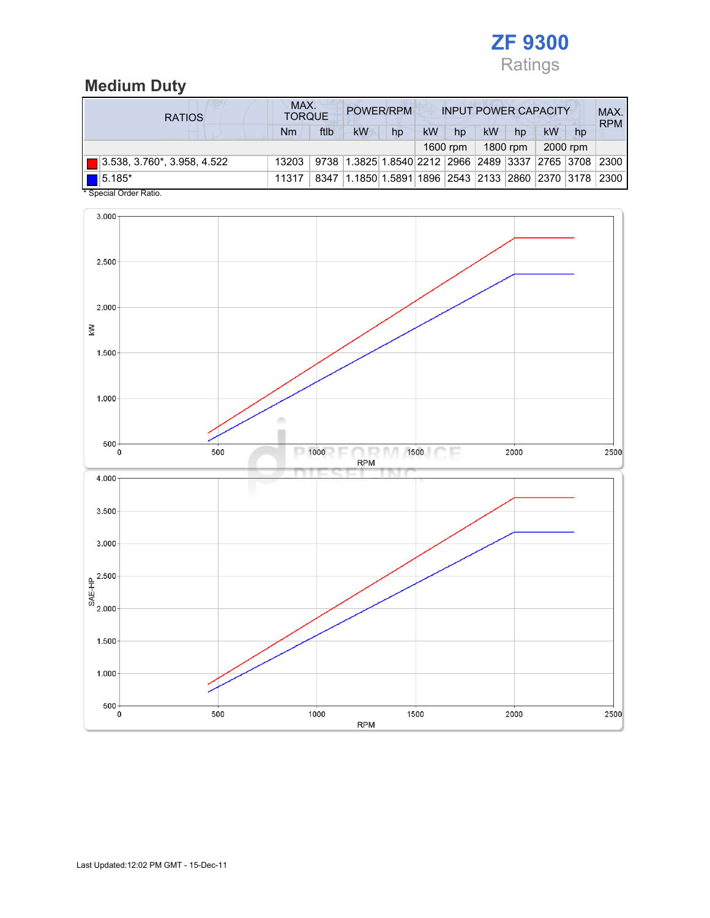# ZF 9300

Ratings

## Medium Duty

| RATIOS | MAX. TORQUE | | POWER/RPM | | INPUT POWER CAPACITY | | | | | | MAX. RPM |
|---|---|---|---|---|---|---|---|---|---|---|---|
| | Nm | ftlb | kW | hp | kW | hp | kW | hp | kW | hp | |
| | | | | | 1600 rpm | | 1800 rpm | | 2000 rpm | | |
| 3.538, 3.760*, 3.958, 4.522 | 13203 | 9738 | 1.3825 | 1.8540 | 2212 | 2966 | 2489 | 3337 | 2765 | 3708 | 2300 |
| 5.185* | 11317 | 8347 | 1.1850 | 1.5891 | 1896 | 2543 | 2133 | 2860 | 2370 | 3178 | 2300 |

* Special Order Ratio.

Last Updated:12:02 PM GMT - 15-Dec-11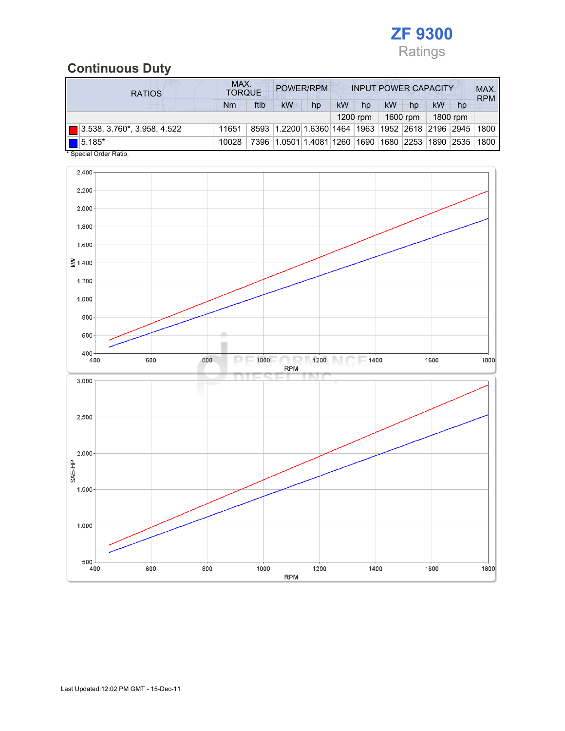# ZF 9300

Ratings

## Continuous Duty

| RATIOS | MAX. TORQUE | | POWER/RPM | | INPUT POWER CAPACITY | | | | | | MAX. RPM |
|---|---|---|---|---|---|---|---|---|---|---|---|
| | Nm | ftlb | kW | hp | kW | hp | kW | hp | kW | hp | |
| | | | | | 1200 rpm | | 1600 rpm | | 1800 rpm | | |
| 3.538, 3.760*, 3.958, 4.522 | 11651 | 8593 | 1.2200 | 1.6360 | 1464 | 1963 | 1952 | 2618 | 2196 | 2945 | 1800 |
| 5.185* | 10028 | 7396 | 1.0501 | 1.4081 | 1260 | 1690 | 1680 | 2253 | 1890 | 2535 | 1800 |

* Special Order Ratio.

Last Updated:12:02 PM GMT - 15-Dec-11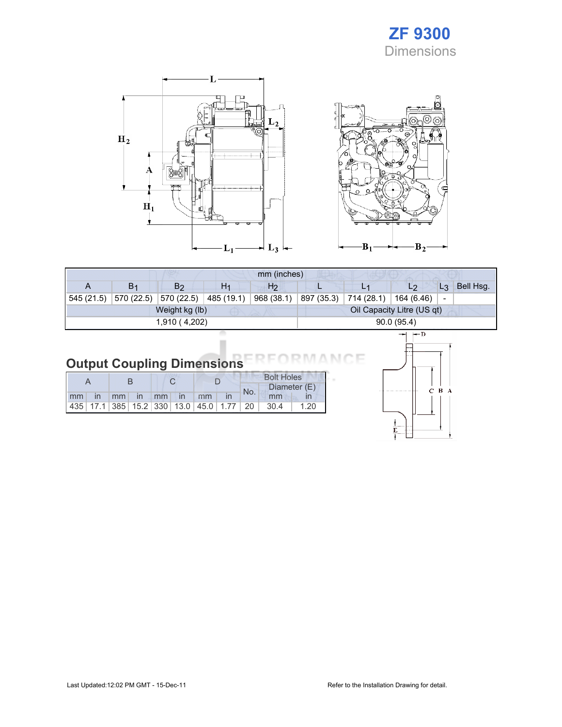# ZF 9300

## Dimensions

| mm (inches) | | | | | | | | | |
|---|---|---|---|---|---|---|---|---|---|
| A | $B_1$ | $B_2$ | $H_1$ | $H_2$ | L | $L_1$ | $L_2$ | $L_3$ | Bell Hsg. |
| 545 (21.5) | 570 (22.5) | 570 (22.5) | 485 (19.1) | 968 (38.1) | 897 (35.3) | 714 (28.1) | 164 (6.46) | - | |
| Weight kg (lb) | | | | | Oil Capacity Litre (US qt) | | | | |
| 1,910 ( 4,202) | | | | | 90.0 (95.4) | | | | |

## Output Coupling Dimensions

| A | | B | | C | | D | | Bolt Holes | | |
|---|---|---|---|---|---|---|---|---|---|---|
| | | | | | | | | No. | Diameter (E) | |
| mm | in | mm | in | mm | in | mm | in | | mm | in |
| 435 | 17.1 | 385 | 15.2 | 330 | 13.0 | 45.0 | 1.77 | 20 | 30.4 | 1.20 |

Last Updated:12:02 PM GMT - 15-Dec-11

Refer to the Installation Drawing for detail.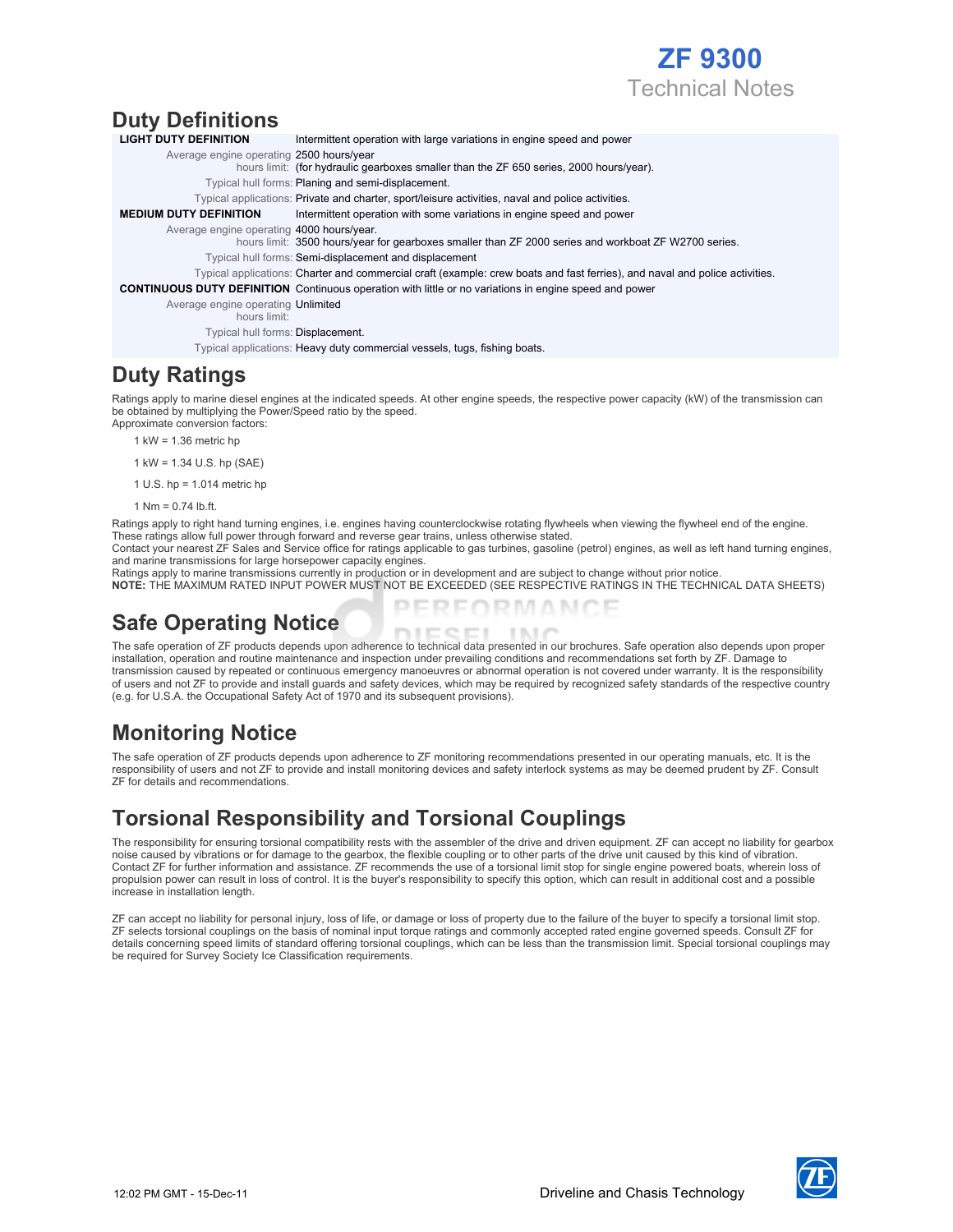# ZF 9300

Technical Notes

## Duty Definitions

| | |
|---|---|
| **LIGHT DUTY DEFINITION** | Intermittent operation with large variations in engine speed and power |
| Average engine operating hours limit: | 2500 hours/year (for hydraulic gearboxes smaller than the ZF 650 series, 2000 hours/year). |
| Typical hull forms: | Planing and semi-displacement. |
| Typical applications: | Private and charter, sport/leisure activities, naval and police activities. |
| **MEDIUM DUTY DEFINITION** | Intermittent operation with some variations in engine speed and power |
| Average engine operating hours limit: | 4000 hours/year. 3500 hours/year for gearboxes smaller than ZF 2000 series and workboat ZF W2700 series. |
| Typical hull forms: | Semi-displacement and displacement |
| Typical applications: | Charter and commercial craft (example: crew boats and fast ferries), and naval and police activities. |
| **CONTINUOUS DUTY DEFINITION** | Continuous operation with little or no variations in engine speed and power |
| Average engine operating hours limit: | Unlimited |
| Typical hull forms: | Displacement. |
| Typical applications: | Heavy duty commercial vessels, tugs, fishing boats. |

## Duty Ratings

Ratings apply to marine diesel engines at the indicated speeds. At other engine speeds, the respective power capacity (kW) of the transmission can be obtained by multiplying the Power/Speed ratio by the speed.
Approximate conversion factors:

1 kW = 1.36 metric hp

1 kW = 1.34 U.S. hp (SAE)

1 U.S. hp = 1.014 metric hp

1 Nm = 0.74 lb.ft.

Ratings apply to right hand turning engines, i.e. engines having counterclockwise rotating flywheels when viewing the flywheel end of the engine. These ratings allow full power through forward and reverse gear trains, unless otherwise stated.
Contact your nearest ZF Sales and Service office for ratings applicable to gas turbines, gasoline (petrol) engines, as well as left hand turning engines, and marine transmissions for large horsepower capacity engines.
Ratings apply to marine transmissions currently in production or in development and are subject to change without prior notice.
**NOTE:** THE MAXIMUM RATED INPUT POWER MUST NOT BE EXCEEDED (SEE RESPECTIVE RATINGS IN THE TECHNICAL DATA SHEETS)

## Safe Operating Notice

The safe operation of ZF products depends upon adherence to technical data presented in our brochures. Safe operation also depends upon proper installation, operation and routine maintenance and inspection under prevailing conditions and recommendations set forth by ZF. Damage to transmission caused by repeated or continuous emergency manoeuvres or abnormal operation is not covered under warranty. It is the responsibility of users and not ZF to provide and install guards and safety devices, which may be required by recognized safety standards of the respective country (e.g. for U.S.A. the Occupational Safety Act of 1970 and its subsequent provisions).

## Monitoring Notice

The safe operation of ZF products depends upon adherence to ZF monitoring recommendations presented in our operating manuals, etc. It is the responsibility of users and not ZF to provide and install monitoring devices and safety interlock systems as may be deemed prudent by ZF. Consult ZF for details and recommendations.

## Torsional Responsibility and Torsional Couplings

The responsibility for ensuring torsional compatibility rests with the assembler of the drive and driven equipment. ZF can accept no liability for gearbox noise caused by vibrations or for damage to the gearbox, the flexible coupling or to other parts of the drive unit caused by this kind of vibration. Contact ZF for further information and assistance. ZF recommends the use of a torsional limit stop for single engine powered boats, wherein loss of propulsion power can result in loss of control. It is the buyer's responsibility to specify this option, which can result in additional cost and a possible increase in installation length.

ZF can accept no liability for personal injury, loss of life, or damage or loss of property due to the failure of the buyer to specify a torsional limit stop. ZF selects torsional couplings on the basis of nominal input torque ratings and commonly accepted rated engine governed speeds. Consult ZF for details concerning speed limits of standard offering torsional couplings, which can be less than the transmission limit. Special torsional couplings may be required for Survey Society Ice Classification requirements.